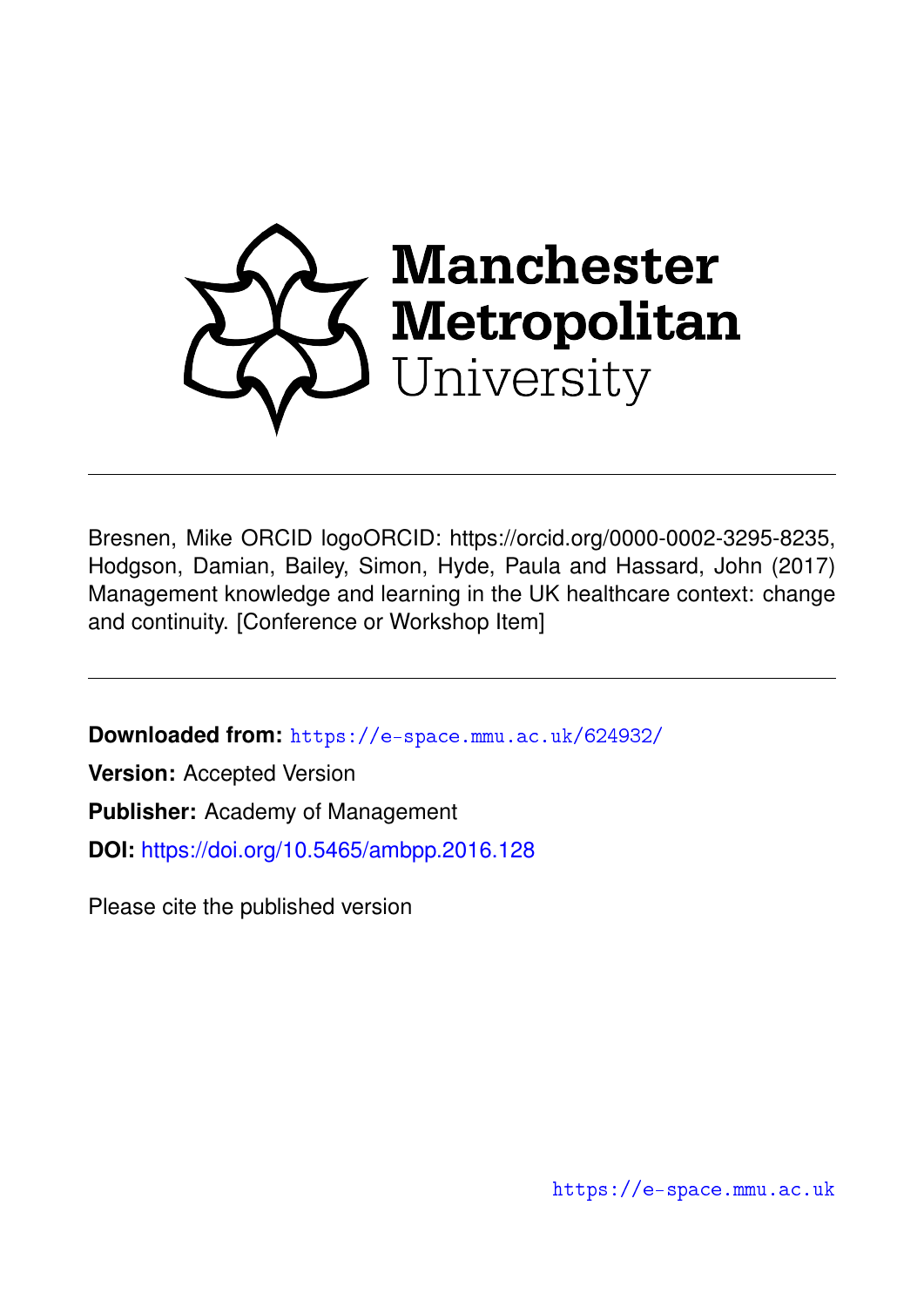Manchester Metropolitan University

Bresnen, Mike ORCID logoORCID: https://orcid.org/0000-0002-3295-8235, Hodgson, Damian, Bailey, Simon, Hyde, Paula and Hassard, John (2017) Management knowledge and learning in the UK healthcare context: change and continuity. [Conference or Workshop Item]

**Downloaded from:** https://e-space.mmu.ac.uk/624932/

**Version:** Accepted Version

**Publisher:** Academy of Management

**DOI:** https://doi.org/10.5465/ambpp.2016.128

Please cite the published version

https://e-space.mmu.ac.uk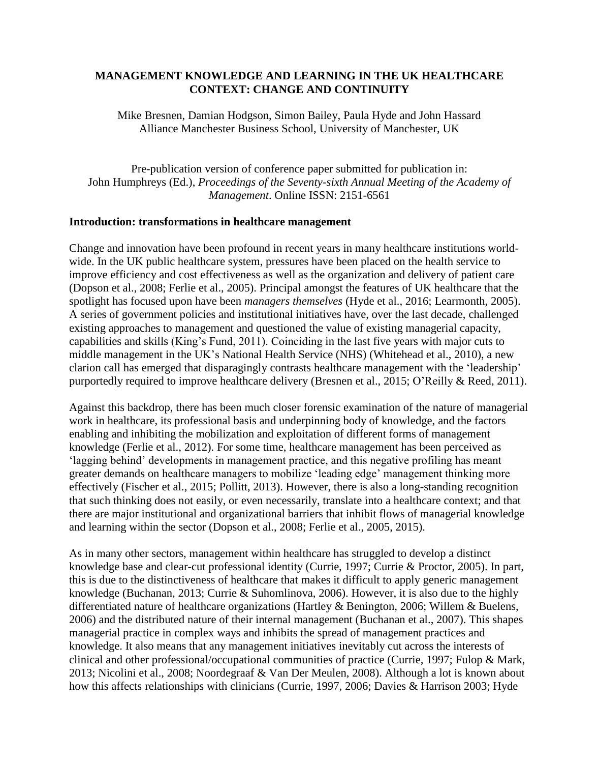**MANAGEMENT KNOWLEDGE AND LEARNING IN THE UK HEALTHCARE CONTEXT: CHANGE AND CONTINUITY**

Mike Bresnen, Damian Hodgson, Simon Bailey, Paula Hyde and John Hassard
Alliance Manchester Business School, University of Manchester, UK

Pre-publication version of conference paper submitted for publication in:
John Humphreys (Ed.), *Proceedings of the Seventy-sixth Annual Meeting of the Academy of Management*. Online ISSN: 2151-6561

## Introduction: transformations in healthcare management

Change and innovation have been profound in recent years in many healthcare institutions world-wide. In the UK public healthcare system, pressures have been placed on the health service to improve efficiency and cost effectiveness as well as the organization and delivery of patient care (Dopson et al., 2008; Ferlie et al., 2005). Principal amongst the features of UK healthcare that the spotlight has focused upon have been *managers themselves* (Hyde et al., 2016; Learmonth, 2005). A series of government policies and institutional initiatives have, over the last decade, challenged existing approaches to management and questioned the value of existing managerial capacity, capabilities and skills (King's Fund, 2011). Coinciding in the last five years with major cuts to middle management in the UK's National Health Service (NHS) (Whitehead et al., 2010), a new clarion call has emerged that disparagingly contrasts healthcare management with the 'leadership' purportedly required to improve healthcare delivery (Bresnen et al., 2015; O'Reilly & Reed, 2011).

Against this backdrop, there has been much closer forensic examination of the nature of managerial work in healthcare, its professional basis and underpinning body of knowledge, and the factors enabling and inhibiting the mobilization and exploitation of different forms of management knowledge (Ferlie et al., 2012). For some time, healthcare management has been perceived as 'lagging behind' developments in management practice, and this negative profiling has meant greater demands on healthcare managers to mobilize 'leading edge' management thinking more effectively (Fischer et al., 2015; Pollitt, 2013). However, there is also a long-standing recognition that such thinking does not easily, or even necessarily, translate into a healthcare context; and that there are major institutional and organizational barriers that inhibit flows of managerial knowledge and learning within the sector (Dopson et al., 2008; Ferlie et al., 2005, 2015).

As in many other sectors, management within healthcare has struggled to develop a distinct knowledge base and clear-cut professional identity (Currie, 1997; Currie & Proctor, 2005). In part, this is due to the distinctiveness of healthcare that makes it difficult to apply generic management knowledge (Buchanan, 2013; Currie & Suhomlinova, 2006). However, it is also due to the highly differentiated nature of healthcare organizations (Hartley & Benington, 2006; Willem & Buelens, 2006) and the distributed nature of their internal management (Buchanan et al., 2007). This shapes managerial practice in complex ways and inhibits the spread of management practices and knowledge. It also means that any management initiatives inevitably cut across the interests of clinical and other professional/occupational communities of practice (Currie, 1997; Fulop & Mark, 2013; Nicolini et al., 2008; Noordegraaf & Van Der Meulen, 2008). Although a lot is known about how this affects relationships with clinicians (Currie, 1997, 2006; Davies & Harrison 2003; Hyde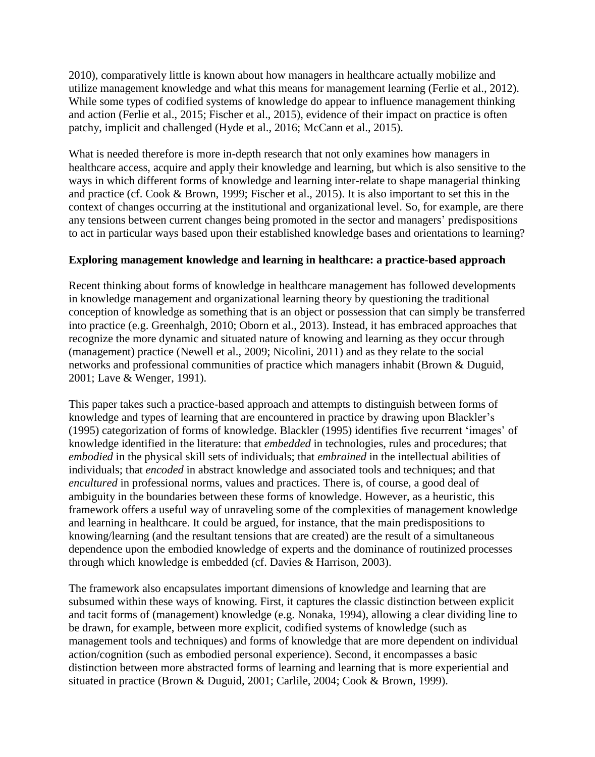2010), comparatively little is known about how managers in healthcare actually mobilize and utilize management knowledge and what this means for management learning (Ferlie et al., 2012). While some types of codified systems of knowledge do appear to influence management thinking and action (Ferlie et al., 2015; Fischer et al., 2015), evidence of their impact on practice is often patchy, implicit and challenged (Hyde et al., 2016; McCann et al., 2015).

What is needed therefore is more in-depth research that not only examines how managers in healthcare access, acquire and apply their knowledge and learning, but which is also sensitive to the ways in which different forms of knowledge and learning inter-relate to shape managerial thinking and practice (cf. Cook & Brown, 1999; Fischer et al., 2015). It is also important to set this in the context of changes occurring at the institutional and organizational level. So, for example, are there any tensions between current changes being promoted in the sector and managers' predispositions to act in particular ways based upon their established knowledge bases and orientations to learning?

**Exploring management knowledge and learning in healthcare: a practice-based approach**

Recent thinking about forms of knowledge in healthcare management has followed developments in knowledge management and organizational learning theory by questioning the traditional conception of knowledge as something that is an object or possession that can simply be transferred into practice (e.g. Greenhalgh, 2010; Oborn et al., 2013). Instead, it has embraced approaches that recognize the more dynamic and situated nature of knowing and learning as they occur through (management) practice (Newell et al., 2009; Nicolini, 2011) and as they relate to the social networks and professional communities of practice which managers inhabit (Brown & Duguid, 2001; Lave & Wenger, 1991).

This paper takes such a practice-based approach and attempts to distinguish between forms of knowledge and types of learning that are encountered in practice by drawing upon Blackler's (1995) categorization of forms of knowledge. Blackler (1995) identifies five recurrent 'images' of knowledge identified in the literature: that *embedded* in technologies, rules and procedures; that *embodied* in the physical skill sets of individuals; that *embrained* in the intellectual abilities of individuals; that *encoded* in abstract knowledge and associated tools and techniques; and that *encultured* in professional norms, values and practices. There is, of course, a good deal of ambiguity in the boundaries between these forms of knowledge. However, as a heuristic, this framework offers a useful way of unraveling some of the complexities of management knowledge and learning in healthcare. It could be argued, for instance, that the main predispositions to knowing/learning (and the resultant tensions that are created) are the result of a simultaneous dependence upon the embodied knowledge of experts and the dominance of routinized processes through which knowledge is embedded (cf. Davies & Harrison, 2003).

The framework also encapsulates important dimensions of knowledge and learning that are subsumed within these ways of knowing. First, it captures the classic distinction between explicit and tacit forms of (management) knowledge (e.g. Nonaka, 1994), allowing a clear dividing line to be drawn, for example, between more explicit, codified systems of knowledge (such as management tools and techniques) and forms of knowledge that are more dependent on individual action/cognition (such as embodied personal experience). Second, it encompasses a basic distinction between more abstracted forms of learning and learning that is more experiential and situated in practice (Brown & Duguid, 2001; Carlile, 2004; Cook & Brown, 1999).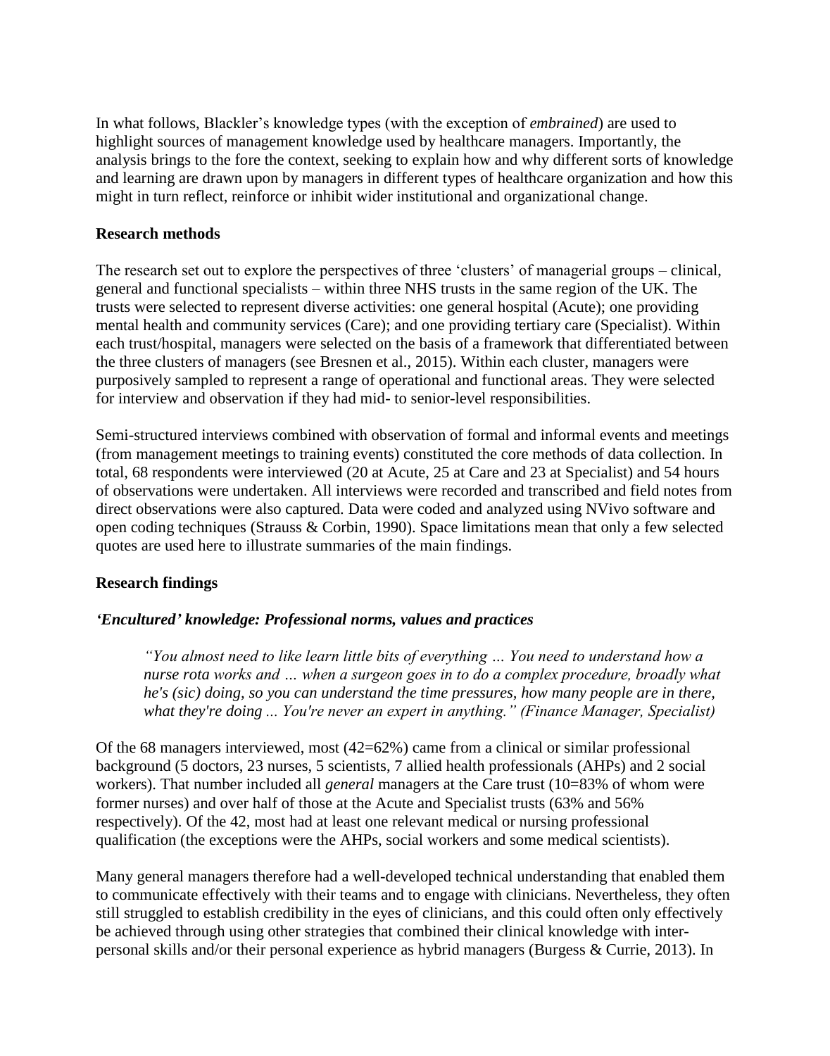In what follows, Blackler's knowledge types (with the exception of *embrained*) are used to highlight sources of management knowledge used by healthcare managers. Importantly, the analysis brings to the fore the context, seeking to explain how and why different sorts of knowledge and learning are drawn upon by managers in different types of healthcare organization and how this might in turn reflect, reinforce or inhibit wider institutional and organizational change.

## Research methods

The research set out to explore the perspectives of three 'clusters' of managerial groups – clinical, general and functional specialists – within three NHS trusts in the same region of the UK. The trusts were selected to represent diverse activities: one general hospital (Acute); one providing mental health and community services (Care); and one providing tertiary care (Specialist). Within each trust/hospital, managers were selected on the basis of a framework that differentiated between the three clusters of managers (see Bresnen et al., 2015). Within each cluster, managers were purposively sampled to represent a range of operational and functional areas. They were selected for interview and observation if they had mid- to senior-level responsibilities.

Semi-structured interviews combined with observation of formal and informal events and meetings (from management meetings to training events) constituted the core methods of data collection. In total, 68 respondents were interviewed (20 at Acute, 25 at Care and 23 at Specialist) and 54 hours of observations were undertaken. All interviews were recorded and transcribed and field notes from direct observations were also captured. Data were coded and analyzed using NVivo software and open coding techniques (Strauss & Corbin, 1990). Space limitations mean that only a few selected quotes are used here to illustrate summaries of the main findings.

## Research findings

### *'Encultured' knowledge: Professional norms, values and practices*

> *"You almost need to like learn little bits of everything … You need to understand how a nurse rota works and … when a surgeon goes in to do a complex procedure, broadly what he's (sic) doing, so you can understand the time pressures, how many people are in there, what they're doing ... You're never an expert in anything." (Finance Manager, Specialist)*

Of the 68 managers interviewed, most (42=62%) came from a clinical or similar professional background (5 doctors, 23 nurses, 5 scientists, 7 allied health professionals (AHPs) and 2 social workers). That number included all *general* managers at the Care trust (10=83% of whom were former nurses) and over half of those at the Acute and Specialist trusts (63% and 56% respectively). Of the 42, most had at least one relevant medical or nursing professional qualification (the exceptions were the AHPs, social workers and some medical scientists).

Many general managers therefore had a well-developed technical understanding that enabled them to communicate effectively with their teams and to engage with clinicians. Nevertheless, they often still struggled to establish credibility in the eyes of clinicians, and this could often only effectively be achieved through using other strategies that combined their clinical knowledge with inter-personal skills and/or their personal experience as hybrid managers (Burgess & Currie, 2013). In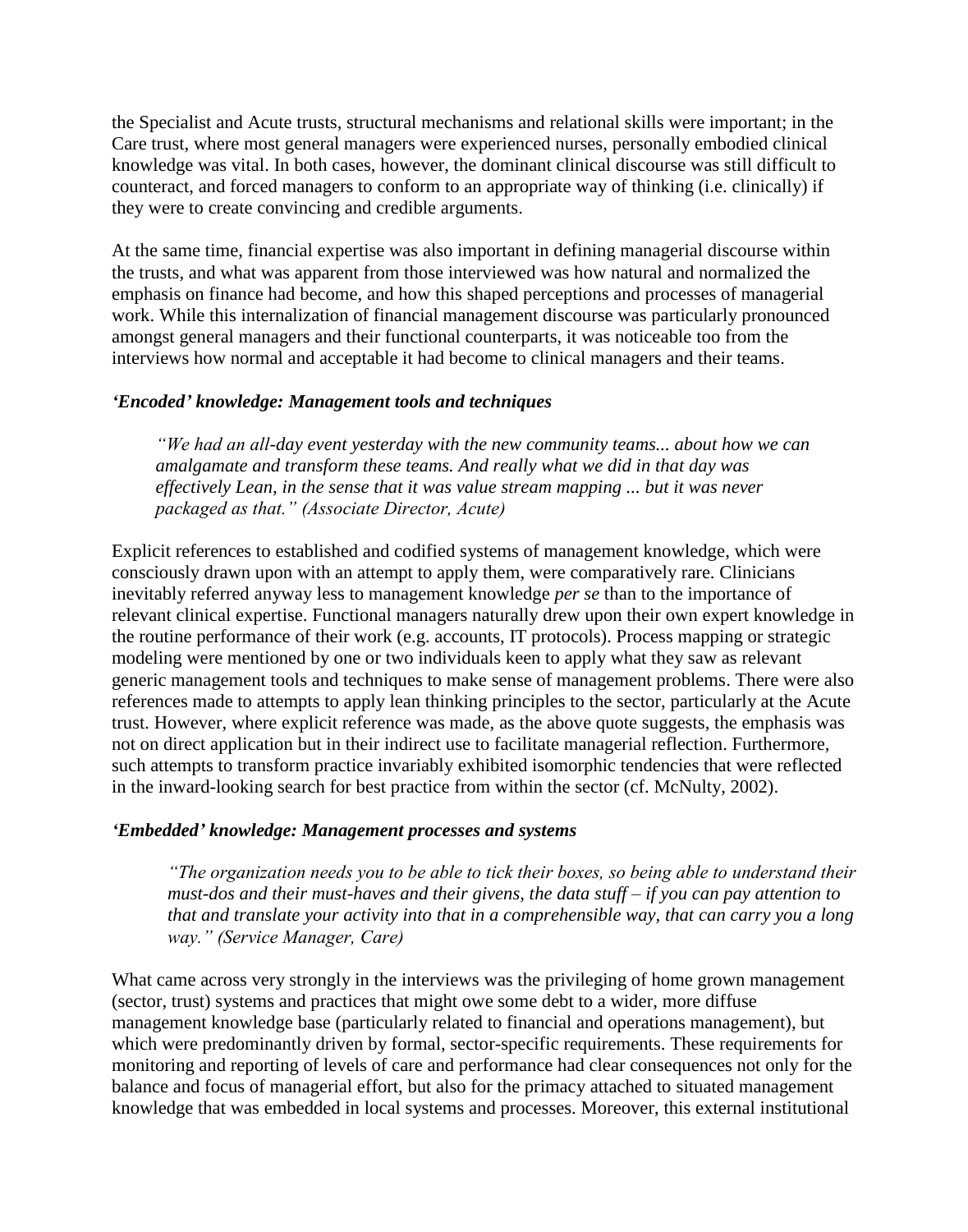the Specialist and Acute trusts, structural mechanisms and relational skills were important; in the Care trust, where most general managers were experienced nurses, personally embodied clinical knowledge was vital. In both cases, however, the dominant clinical discourse was still difficult to counteract, and forced managers to conform to an appropriate way of thinking (i.e. clinically) if they were to create convincing and credible arguments.

At the same time, financial expertise was also important in defining managerial discourse within the trusts, and what was apparent from those interviewed was how natural and normalized the emphasis on finance had become, and how this shaped perceptions and processes of managerial work. While this internalization of financial management discourse was particularly pronounced amongst general managers and their functional counterparts, it was noticeable too from the interviews how normal and acceptable it had become to clinical managers and their teams.

### *'Encoded' knowledge: Management tools and techniques*

> *"We had an all-day event yesterday with the new community teams... about how we can amalgamate and transform these teams. And really what we did in that day was effectively Lean, in the sense that it was value stream mapping ... but it was never packaged as that." (Associate Director, Acute)*

Explicit references to established and codified systems of management knowledge, which were consciously drawn upon with an attempt to apply them, were comparatively rare. Clinicians inevitably referred anyway less to management knowledge *per se* than to the importance of relevant clinical expertise. Functional managers naturally drew upon their own expert knowledge in the routine performance of their work (e.g. accounts, IT protocols). Process mapping or strategic modeling were mentioned by one or two individuals keen to apply what they saw as relevant generic management tools and techniques to make sense of management problems. There were also references made to attempts to apply lean thinking principles to the sector, particularly at the Acute trust. However, where explicit reference was made, as the above quote suggests, the emphasis was not on direct application but in their indirect use to facilitate managerial reflection. Furthermore, such attempts to transform practice invariably exhibited isomorphic tendencies that were reflected in the inward-looking search for best practice from within the sector (cf. McNulty, 2002).

### *'Embedded' knowledge: Management processes and systems*

> *"The organization needs you to be able to tick their boxes, so being able to understand their must-dos and their must-haves and their givens, the data stuff – if you can pay attention to that and translate your activity into that in a comprehensible way, that can carry you a long way." (Service Manager, Care)*

What came across very strongly in the interviews was the privileging of home grown management (sector, trust) systems and practices that might owe some debt to a wider, more diffuse management knowledge base (particularly related to financial and operations management), but which were predominantly driven by formal, sector-specific requirements. These requirements for monitoring and reporting of levels of care and performance had clear consequences not only for the balance and focus of managerial effort, but also for the primacy attached to situated management knowledge that was embedded in local systems and processes. Moreover, this external institutional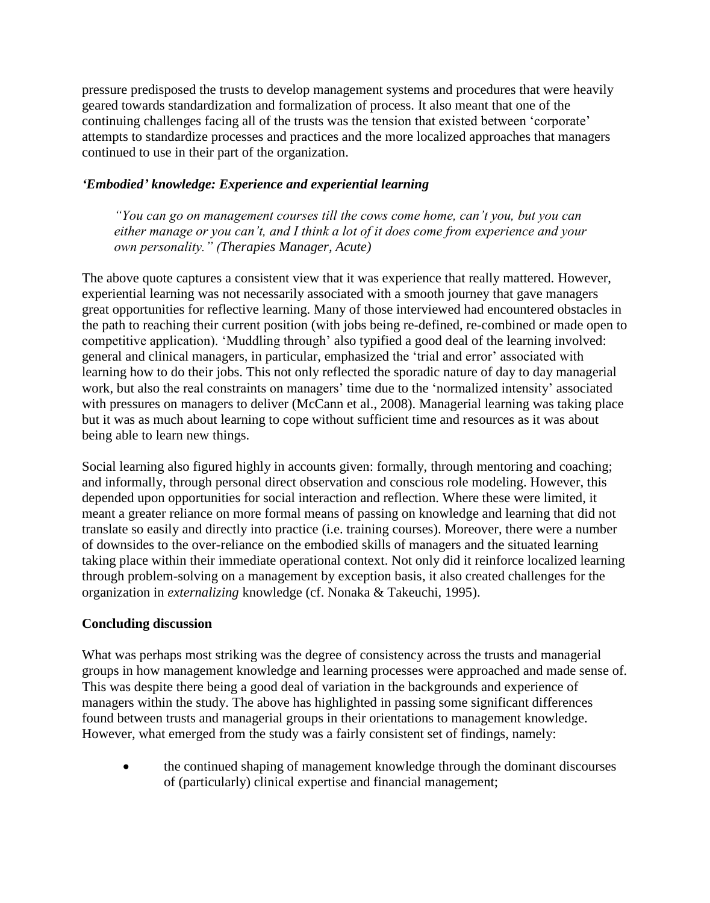pressure predisposed the trusts to develop management systems and procedures that were heavily geared towards standardization and formalization of process. It also meant that one of the continuing challenges facing all of the trusts was the tension that existed between 'corporate' attempts to standardize processes and practices and the more localized approaches that managers continued to use in their part of the organization.

### *'Embodied' knowledge: Experience and experiential learning*

> *"You can go on management courses till the cows come home, can't you, but you can either manage or you can't, and I think a lot of it does come from experience and your own personality." (Therapies Manager, Acute)*

The above quote captures a consistent view that it was experience that really mattered. However, experiential learning was not necessarily associated with a smooth journey that gave managers great opportunities for reflective learning. Many of those interviewed had encountered obstacles in the path to reaching their current position (with jobs being re-defined, re-combined or made open to competitive application). 'Muddling through' also typified a good deal of the learning involved: general and clinical managers, in particular, emphasized the 'trial and error' associated with learning how to do their jobs. This not only reflected the sporadic nature of day to day managerial work, but also the real constraints on managers' time due to the 'normalized intensity' associated with pressures on managers to deliver (McCann et al., 2008). Managerial learning was taking place but it was as much about learning to cope without sufficient time and resources as it was about being able to learn new things.

Social learning also figured highly in accounts given: formally, through mentoring and coaching; and informally, through personal direct observation and conscious role modeling. However, this depended upon opportunities for social interaction and reflection. Where these were limited, it meant a greater reliance on more formal means of passing on knowledge and learning that did not translate so easily and directly into practice (i.e. training courses). Moreover, there were a number of downsides to the over-reliance on the embodied skills of managers and the situated learning taking place within their immediate operational context. Not only did it reinforce localized learning through problem-solving on a management by exception basis, it also created challenges for the organization in *externalizing* knowledge (cf. Nonaka & Takeuchi, 1995).

## Concluding discussion

What was perhaps most striking was the degree of consistency across the trusts and managerial groups in how management knowledge and learning processes were approached and made sense of. This was despite there being a good deal of variation in the backgrounds and experience of managers within the study. The above has highlighted in passing some significant differences found between trusts and managerial groups in their orientations to management knowledge. However, what emerged from the study was a fairly consistent set of findings, namely:

- the continued shaping of management knowledge through the dominant discourses of (particularly) clinical expertise and financial management;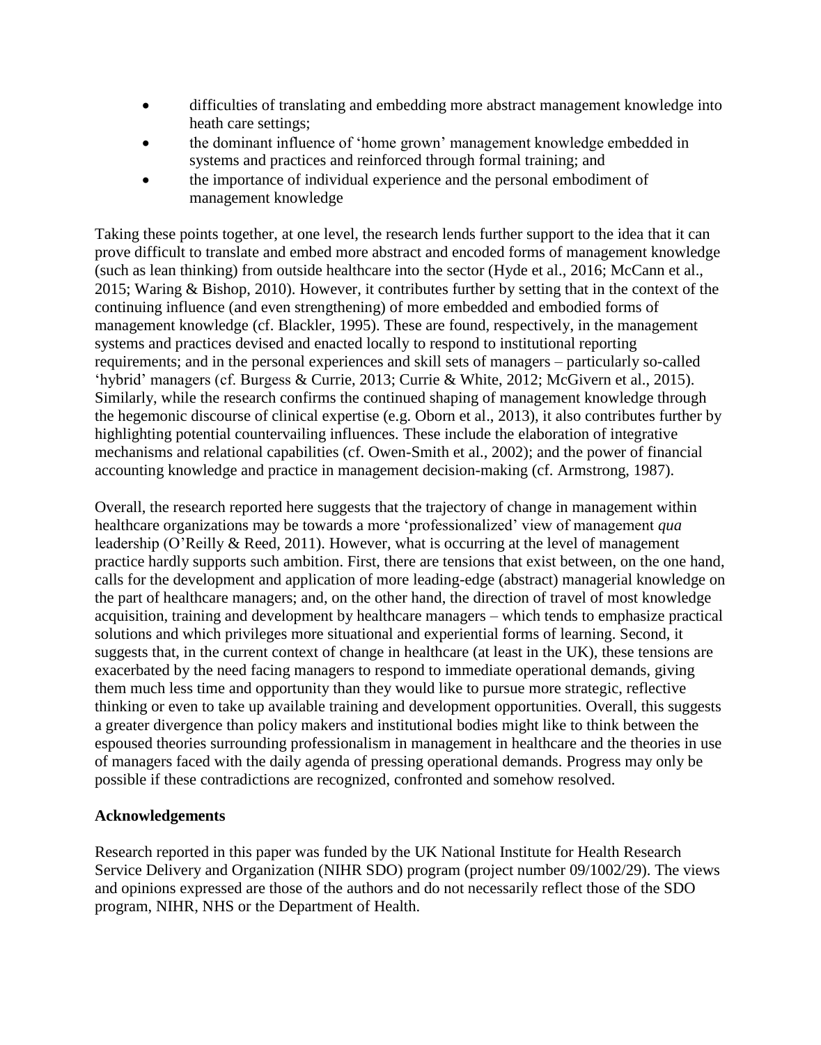- difficulties of translating and embedding more abstract management knowledge into heath care settings;
- the dominant influence of 'home grown' management knowledge embedded in systems and practices and reinforced through formal training; and
- the importance of individual experience and the personal embodiment of management knowledge

Taking these points together, at one level, the research lends further support to the idea that it can prove difficult to translate and embed more abstract and encoded forms of management knowledge (such as lean thinking) from outside healthcare into the sector (Hyde et al., 2016; McCann et al., 2015; Waring & Bishop, 2010). However, it contributes further by setting that in the context of the continuing influence (and even strengthening) of more embedded and embodied forms of management knowledge (cf. Blackler, 1995). These are found, respectively, in the management systems and practices devised and enacted locally to respond to institutional reporting requirements; and in the personal experiences and skill sets of managers – particularly so-called 'hybrid' managers (cf. Burgess & Currie, 2013; Currie & White, 2012; McGivern et al., 2015). Similarly, while the research confirms the continued shaping of management knowledge through the hegemonic discourse of clinical expertise (e.g. Oborn et al., 2013), it also contributes further by highlighting potential countervailing influences. These include the elaboration of integrative mechanisms and relational capabilities (cf. Owen-Smith et al., 2002); and the power of financial accounting knowledge and practice in management decision-making (cf. Armstrong, 1987).

Overall, the research reported here suggests that the trajectory of change in management within healthcare organizations may be towards a more 'professionalized' view of management *qua* leadership (O'Reilly & Reed, 2011). However, what is occurring at the level of management practice hardly supports such ambition. First, there are tensions that exist between, on the one hand, calls for the development and application of more leading-edge (abstract) managerial knowledge on the part of healthcare managers; and, on the other hand, the direction of travel of most knowledge acquisition, training and development by healthcare managers – which tends to emphasize practical solutions and which privileges more situational and experiential forms of learning. Second, it suggests that, in the current context of change in healthcare (at least in the UK), these tensions are exacerbated by the need facing managers to respond to immediate operational demands, giving them much less time and opportunity than they would like to pursue more strategic, reflective thinking or even to take up available training and development opportunities. Overall, this suggests a greater divergence than policy makers and institutional bodies might like to think between the espoused theories surrounding professionalism in management in healthcare and the theories in use of managers faced with the daily agenda of pressing operational demands. Progress may only be possible if these contradictions are recognized, confronted and somehow resolved.

**Acknowledgements**

Research reported in this paper was funded by the UK National Institute for Health Research Service Delivery and Organization (NIHR SDO) program (project number 09/1002/29). The views and opinions expressed are those of the authors and do not necessarily reflect those of the SDO program, NIHR, NHS or the Department of Health.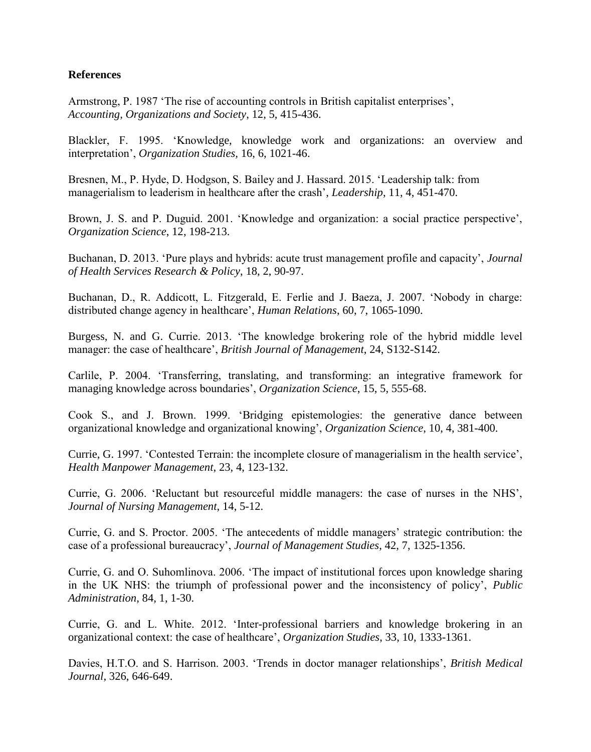**References**

Armstrong, P. 1987 'The rise of accounting controls in British capitalist enterprises', *Accounting, Organizations and Society*, 12, 5, 415-436.

Blackler, F. 1995. 'Knowledge, knowledge work and organizations: an overview and interpretation', *Organization Studies,* 16, 6, 1021-46.

Bresnen, M., P. Hyde, D. Hodgson, S. Bailey and J. Hassard. 2015. 'Leadership talk: from managerialism to leaderism in healthcare after the crash', *Leadership*, 11, 4, 451-470.

Brown, J. S. and P. Duguid. 2001. 'Knowledge and organization: a social practice perspective', *Organization Science*, 12, 198-213.

Buchanan, D. 2013. 'Pure plays and hybrids: acute trust management profile and capacity', *Journal of Health Services Research & Policy*, 18, 2, 90-97.

Buchanan, D., R. Addicott, L. Fitzgerald, E. Ferlie and J. Baeza, J. 2007. 'Nobody in charge: distributed change agency in healthcare', *Human Relations*, 60, 7, 1065-1090.

Burgess, N. and G. Currie. 2013. 'The knowledge brokering role of the hybrid middle level manager: the case of healthcare', *British Journal of Management*, 24, S132-S142.

Carlile, P. 2004. 'Transferring, translating, and transforming: an integrative framework for managing knowledge across boundaries', *Organization Science*, 15, 5, 555-68.

Cook S., and J. Brown. 1999. 'Bridging epistemologies: the generative dance between organizational knowledge and organizational knowing', *Organization Science*, 10, 4, 381-400.

Currie, G. 1997. 'Contested Terrain: the incomplete closure of managerialism in the health service', *Health Manpower Management*, 23, 4, 123-132.

Currie, G. 2006. 'Reluctant but resourceful middle managers: the case of nurses in the NHS', *Journal of Nursing Management*, 14, 5-12.

Currie, G. and S. Proctor. 2005. 'The antecedents of middle managers' strategic contribution: the case of a professional bureaucracy', *Journal of Management Studies*, 42, 7, 1325-1356.

Currie, G. and O. Suhomlinova. 2006. 'The impact of institutional forces upon knowledge sharing in the UK NHS: the triumph of professional power and the inconsistency of policy', *Public Administration*, 84, 1, 1-30.

Currie, G. and L. White. 2012. 'Inter-professional barriers and knowledge brokering in an organizational context: the case of healthcare', *Organization Studies*, 33, 10, 1333-1361.

Davies, H.T.O. and S. Harrison. 2003. 'Trends in doctor manager relationships', *British Medical Journal*, 326, 646-649.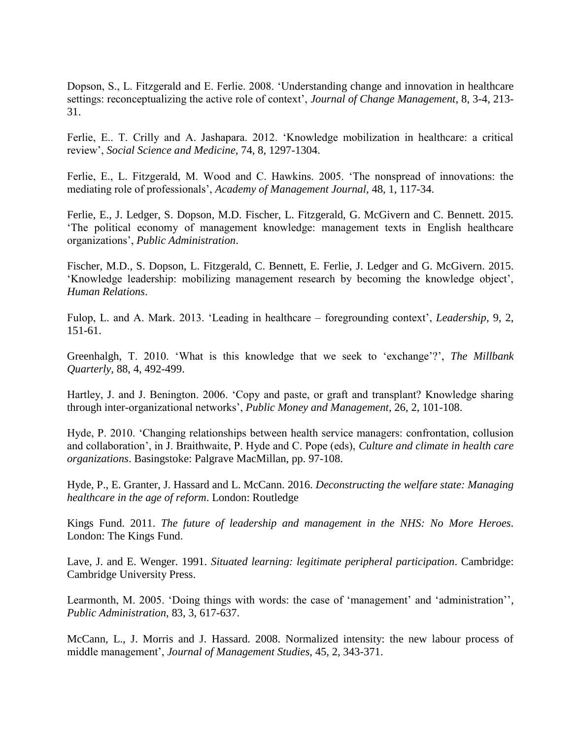Dopson, S., L. Fitzgerald and E. Ferlie. 2008. 'Understanding change and innovation in healthcare settings: reconceptualizing the active role of context', *Journal of Change Management*, 8, 3-4, 213-31.

Ferlie, E.. T. Crilly and A. Jashapara. 2012. 'Knowledge mobilization in healthcare: a critical review', *Social Science and Medicine*, 74, 8, 1297-1304.

Ferlie, E., L. Fitzgerald, M. Wood and C. Hawkins. 2005. 'The nonspread of innovations: the mediating role of professionals', *Academy of Management Journal*, 48, 1, 117-34.

Ferlie, E., J. Ledger, S. Dopson, M.D. Fischer, L. Fitzgerald, G. McGivern and C. Bennett. 2015. 'The political economy of management knowledge: management texts in English healthcare organizations', *Public Administration*.

Fischer, M.D., S. Dopson, L. Fitzgerald, C. Bennett, E. Ferlie, J. Ledger and G. McGivern. 2015. 'Knowledge leadership: mobilizing management research by becoming the knowledge object', *Human Relations*.

Fulop, L. and A. Mark. 2013. 'Leading in healthcare – foregrounding context', *Leadership*, 9, 2, 151-61.

Greenhalgh, T. 2010. 'What is this knowledge that we seek to 'exchange'?', *The Millbank Quarterly*, 88, 4, 492-499.

Hartley, J. and J. Benington. 2006. 'Copy and paste, or graft and transplant? Knowledge sharing through inter-organizational networks', *Public Money and Management*, 26, 2, 101-108.

Hyde, P. 2010. 'Changing relationships between health service managers: confrontation, collusion and collaboration', in J. Braithwaite, P. Hyde and C. Pope (eds), *Culture and climate in health care organizations*. Basingstoke: Palgrave MacMillan, pp. 97-108.

Hyde, P., E. Granter, J. Hassard and L. McCann. 2016. *Deconstructing the welfare state: Managing healthcare in the age of reform*. London: Routledge

Kings Fund. 2011. *The future of leadership and management in the NHS: No More Heroes*. London: The Kings Fund.

Lave, J. and E. Wenger. 1991. *Situated learning: legitimate peripheral participation*. Cambridge: Cambridge University Press.

Learmonth, M. 2005. 'Doing things with words: the case of 'management' and 'administration'', *Public Administration*, 83, 3, 617-637.

McCann, L., J. Morris and J. Hassard. 2008. Normalized intensity: the new labour process of middle management', *Journal of Management Studies*, 45, 2, 343-371.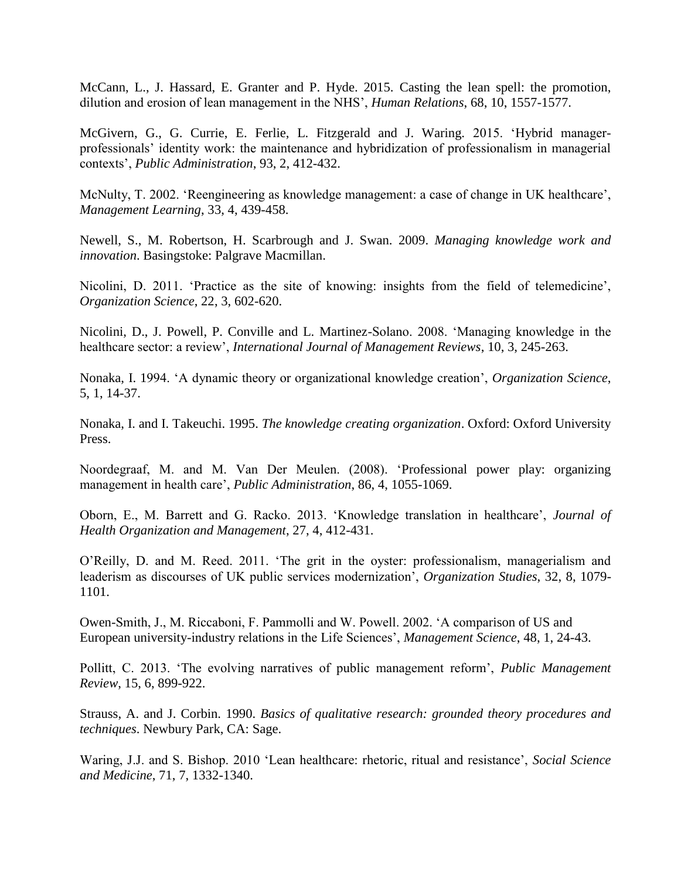McCann, L., J. Hassard, E. Granter and P. Hyde. 2015. Casting the lean spell: the promotion, dilution and erosion of lean management in the NHS', *Human Relations*, 68, 10, 1557-1577.

McGivern, G., G. Currie, E. Ferlie, L. Fitzgerald and J. Waring. 2015. 'Hybrid manager-professionals' identity work: the maintenance and hybridization of professionalism in managerial contexts', *Public Administration*, 93, 2, 412-432.

McNulty, T. 2002. 'Reengineering as knowledge management: a case of change in UK healthcare', *Management Learning*, 33, 4, 439-458.

Newell, S., M. Robertson, H. Scarbrough and J. Swan. 2009. *Managing knowledge work and innovation*. Basingstoke: Palgrave Macmillan.

Nicolini, D. 2011. 'Practice as the site of knowing: insights from the field of telemedicine', *Organization Science*, 22, 3, 602-620.

Nicolini, D., J. Powell, P. Conville and L. Martinez-Solano. 2008. 'Managing knowledge in the healthcare sector: a review', *International Journal of Management Reviews*, 10, 3, 245-263.

Nonaka, I. 1994. 'A dynamic theory or organizational knowledge creation', *Organization Science*, 5, 1, 14-37.

Nonaka, I. and I. Takeuchi. 1995. *The knowledge creating organization*. Oxford: Oxford University Press.

Noordegraaf, M. and M. Van Der Meulen. (2008). 'Professional power play: organizing management in health care', *Public Administration*, 86, 4, 1055-1069.

Oborn, E., M. Barrett and G. Racko. 2013. 'Knowledge translation in healthcare', *Journal of Health Organization and Management*, 27, 4, 412-431.

O'Reilly, D. and M. Reed. 2011. 'The grit in the oyster: professionalism, managerialism and leaderism as discourses of UK public services modernization', *Organization Studies*, 32, 8, 1079-1101.

Owen-Smith, J., M. Riccaboni, F. Pammolli and W. Powell. 2002. 'A comparison of US and European university-industry relations in the Life Sciences', *Management Science*, 48, 1, 24-43.

Pollitt, C. 2013. 'The evolving narratives of public management reform', *Public Management Review*, 15, 6, 899-922.

Strauss, A. and J. Corbin. 1990. *Basics of qualitative research: grounded theory procedures and techniques*. Newbury Park, CA: Sage.

Waring, J.J. and S. Bishop. 2010 'Lean healthcare: rhetoric, ritual and resistance', *Social Science and Medicine*, 71, 7, 1332-1340.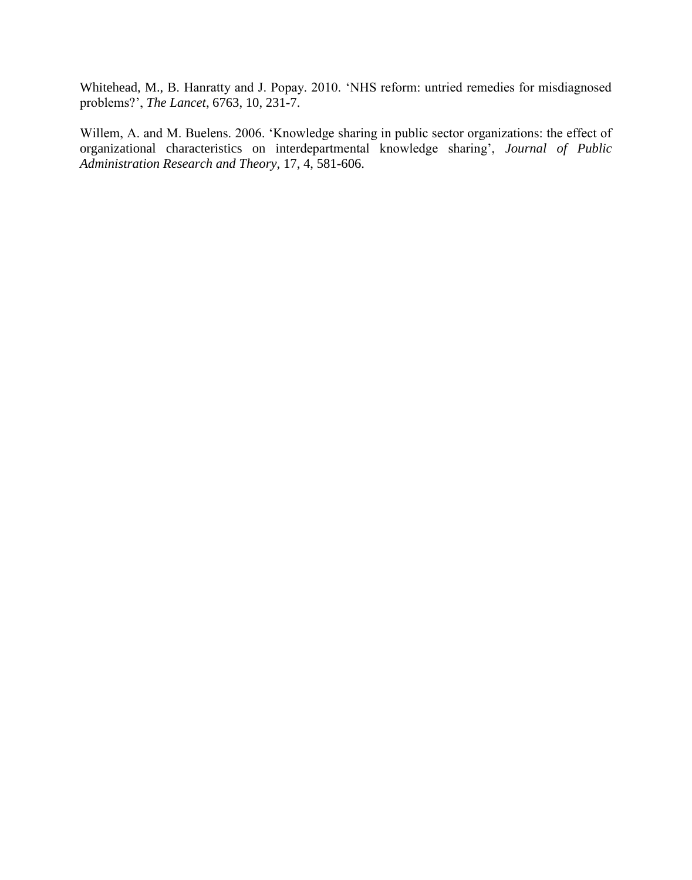Whitehead, M., B. Hanratty and J. Popay. 2010. 'NHS reform: untried remedies for misdiagnosed problems?', *The Lancet*, 6763, 10, 231-7.

Willem, A. and M. Buelens. 2006. 'Knowledge sharing in public sector organizations: the effect of organizational characteristics on interdepartmental knowledge sharing', *Journal of Public Administration Research and Theory*, 17, 4, 581-606.